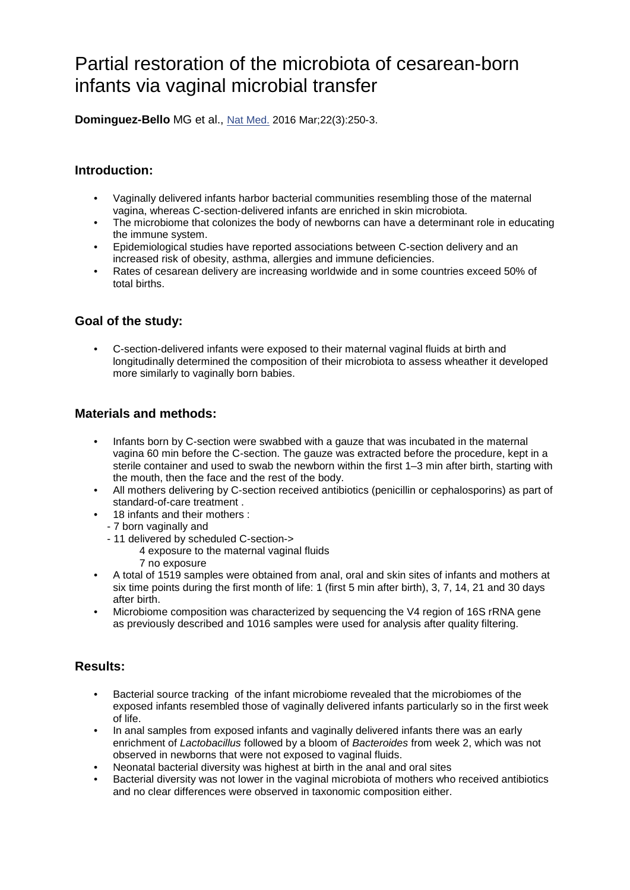# Partial restoration of the microbiota of cesarean-born infants via vaginal microbial transfer

**Dominguez-Bello** MG et al., Nat Med. 2016 Mar;22(3):250-3.

## Introduction:

- Vaginally delivered infants harbor bacterial communities resembling those of the maternal vagina, whereas C-section-delivered infants are enriched in skin microbiota.
- The microbiome that colonizes the body of newborns can have a determinant role in educating the immune system.
- Epidemiological studies have reported associations between C-section delivery and an increased risk of obesity, asthma, allergies and immune deficiencies.
- Rates of cesarean delivery are increasing worldwide and in some countries exceed 50% of total births.

## Goal of the study:

- C-section-delivered infants were exposed to their maternal vaginal fluids at birth and longitudinally determined the composition of their microbiota to assess wheather it developed more similarly to vaginally born babies.

## Materials and methods:

- Infants born by C-section were swabbed with a gauze that was incubated in the maternal vagina 60 min before the C-section. The gauze was extracted before the procedure, kept in a sterile container and used to swab the newborn within the first 1–3 min after birth, starting with the mouth, then the face and the rest of the body.
- All mothers delivering by C-section received antibiotics (penicillin or cephalosporins) as part of standard-of-care treatment .
- 18 infants and their mothers :
  - 7 born vaginally and
  - 11 delivered by scheduled C-section->
    - 4 exposure to the maternal vaginal fluids
    - 7 no exposure
- A total of 1519 samples were obtained from anal, oral and skin sites of infants and mothers at six time points during the first month of life: 1 (first 5 min after birth), 3, 7, 14, 21 and 30 days after birth.
- Microbiome composition was characterized by sequencing the V4 region of 16S rRNA gene as previously described and 1016 samples were used for analysis after quality filtering.

## Results:

- Bacterial source tracking of the infant microbiome revealed that the microbiomes of the exposed infants resembled those of vaginally delivered infants particularly so in the first week of life.
- In anal samples from exposed infants and vaginally delivered infants there was an early enrichment of *Lactobacillus* followed by a bloom of *Bacteroides* from week 2, which was not observed in newborns that were not exposed to vaginal fluids.
- Neonatal bacterial diversity was highest at birth in the anal and oral sites
- Bacterial diversity was not lower in the vaginal microbiota of mothers who received antibiotics and no clear differences were observed in taxonomic composition either.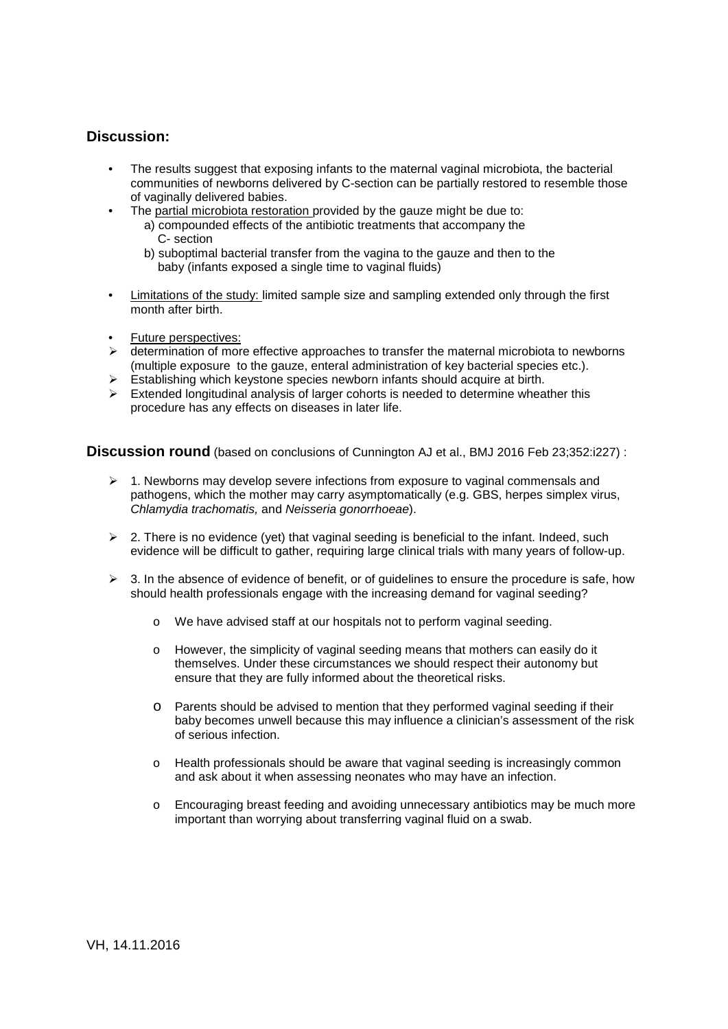## Discussion:

- The results suggest that exposing infants to the maternal vaginal microbiota, the bacterial communities of newborns delivered by C-section can be partially restored to resemble those of vaginally delivered babies.
- The partial microbiota restoration provided by the gauze might be due to:
  a) compounded effects of the antibiotic treatments that accompany the C- section
  b) suboptimal bacterial transfer from the vagina to the gauze and then to the baby (infants exposed a single time to vaginal fluids)
- Limitations of the study: limited sample size and sampling extended only through the first month after birth.
- Future perspectives:
  - determination of more effective approaches to transfer the maternal microbiota to newborns (multiple exposure to the gauze, enteral administration of key bacterial species etc.).
  - Establishing which keystone species newborn infants should acquire at birth.
  - Extended longitudinal analysis of larger cohorts is needed to determine wheather this procedure has any effects on diseases in later life.

**Discussion round** (based on conclusions of Cunnington AJ et al., BMJ 2016 Feb 23;352:i227) :

- 1. Newborns may develop severe infections from exposure to vaginal commensals and pathogens, which the mother may carry asymptomatically (e.g. GBS, herpes simplex virus, *Chlamydia trachomatis,* and *Neisseria gonorrhoeae*).
- 2. There is no evidence (yet) that vaginal seeding is beneficial to the infant. Indeed, such evidence will be difficult to gather, requiring large clinical trials with many years of follow-up.
- 3. In the absence of evidence of benefit, or of guidelines to ensure the procedure is safe, how should health professionals engage with the increasing demand for vaginal seeding?
  - We have advised staff at our hospitals not to perform vaginal seeding.
  - However, the simplicity of vaginal seeding means that mothers can easily do it themselves. Under these circumstances we should respect their autonomy but ensure that they are fully informed about the theoretical risks.
  - Parents should be advised to mention that they performed vaginal seeding if their baby becomes unwell because this may influence a clinician's assessment of the risk of serious infection.
  - Health professionals should be aware that vaginal seeding is increasingly common and ask about it when assessing neonates who may have an infection.
  - Encouraging breast feeding and avoiding unnecessary antibiotics may be much more important than worrying about transferring vaginal fluid on a swab.

VH, 14.11.2016